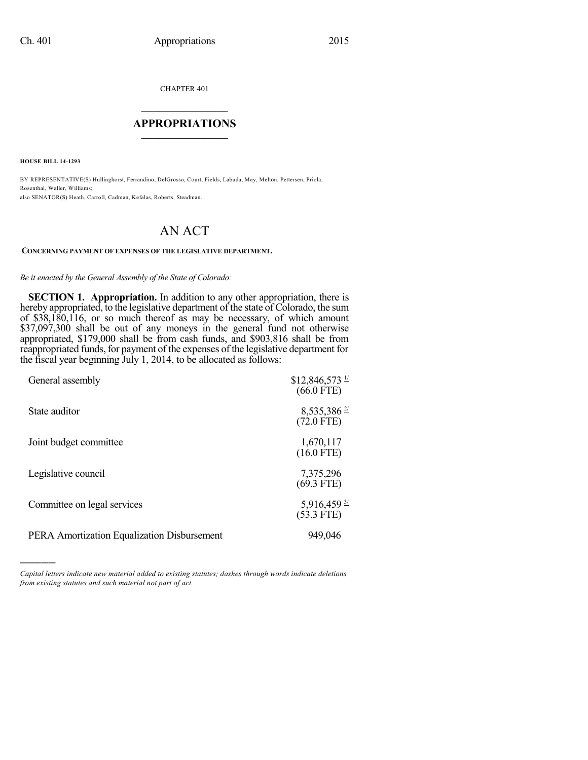CHAPTER 401

# APPROPRIATIONS

**HOUSE BILL 14-1293**

BY REPRESENTATIVE(S) Hullinghorst, Ferrandino, DelGrosso, Court, Fields, Labuda, May, Melton, Pettersen, Priola, Rosenthal, Waller, Williams;
also SENATOR(S) Heath, Carroll, Cadman, Kefalas, Roberts, Steadman.

## AN ACT

**CONCERNING PAYMENT OF EXPENSES OF THE LEGISLATIVE DEPARTMENT.**

*Be it enacted by the General Assembly of the State of Colorado:*

**SECTION 1. Appropriation.** In addition to any other appropriation, there is hereby appropriated, to the legislative department of the state of Colorado, the sum of $38,180,116, or so much thereof as may be necessary, of which amount $37,097,300 shall be out of any moneys in the general fund not otherwise appropriated, $179,000 shall be from cash funds, and $903,816 shall be from reappropriated funds, for payment of the expenses of the legislative department for the fiscal year beginning July 1, 2014, to be allocated as follows:

| | |
|---|---|
| General assembly | $12,846,573 [1/] (66.0 FTE) |
| State auditor | 8,535,386 [2/] (72.0 FTE) |
| Joint budget committee | 1,670,117 (16.0 FTE) |
| Legislative council | 7,375,296 (69.3 FTE) |
| Committee on legal services | 5,916,459 [3/] (53.3 FTE) |
| PERA Amortization Equalization Disbursement | 949,046 |

*Capital letters indicate new material added to existing statutes; dashes through words indicate deletions from existing statutes and such material not part of act.*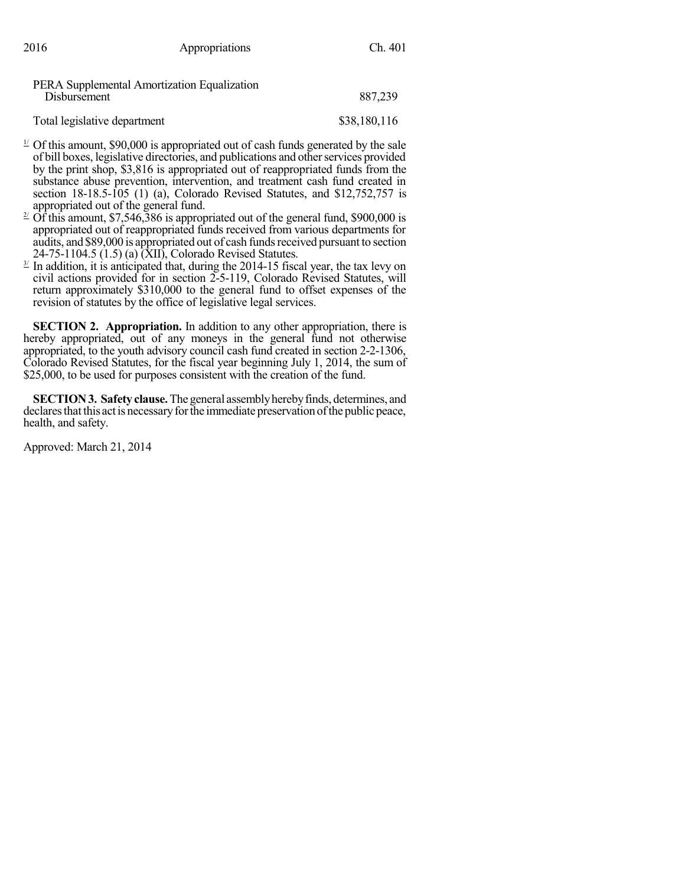| | |
|---|---|
| PERA Supplemental Amortization Equalization Disbursement | 887,239 |
| Total legislative department | $38,180,116 |

[1/] Of this amount, $90,000 is appropriated out of cash funds generated by the sale of bill boxes, legislative directories, and publications and other services provided by the print shop, $3,816 is appropriated out of reappropriated funds from the substance abuse prevention, intervention, and treatment cash fund created in section 18-18.5-105 (1) (a), Colorado Revised Statutes, and $12,752,757 is appropriated out of the general fund.

[2/] Of this amount, $7,546,386 is appropriated out of the general fund, $900,000 is appropriated out of reappropriated funds received from various departments for audits, and $89,000 is appropriated out of cash funds received pursuant to section 24-75-1104.5 (1.5) (a) (XII), Colorado Revised Statutes.

[3/] In addition, it is anticipated that, during the 2014-15 fiscal year, the tax levy on civil actions provided for in section 2-5-119, Colorado Revised Statutes, will return approximately $310,000 to the general fund to offset expenses of the revision of statutes by the office of legislative legal services.

**SECTION 2. Appropriation.** In addition to any other appropriation, there is hereby appropriated, out of any moneys in the general fund not otherwise appropriated, to the youth advisory council cash fund created in section 2-2-1306, Colorado Revised Statutes, for the fiscal year beginning July 1, 2014, the sum of $25,000, to be used for purposes consistent with the creation of the fund.

**SECTION 3. Safety clause.** The general assembly hereby finds, determines, and declares that this act is necessary for the immediate preservation of the public peace, health, and safety.

Approved: March 21, 2014